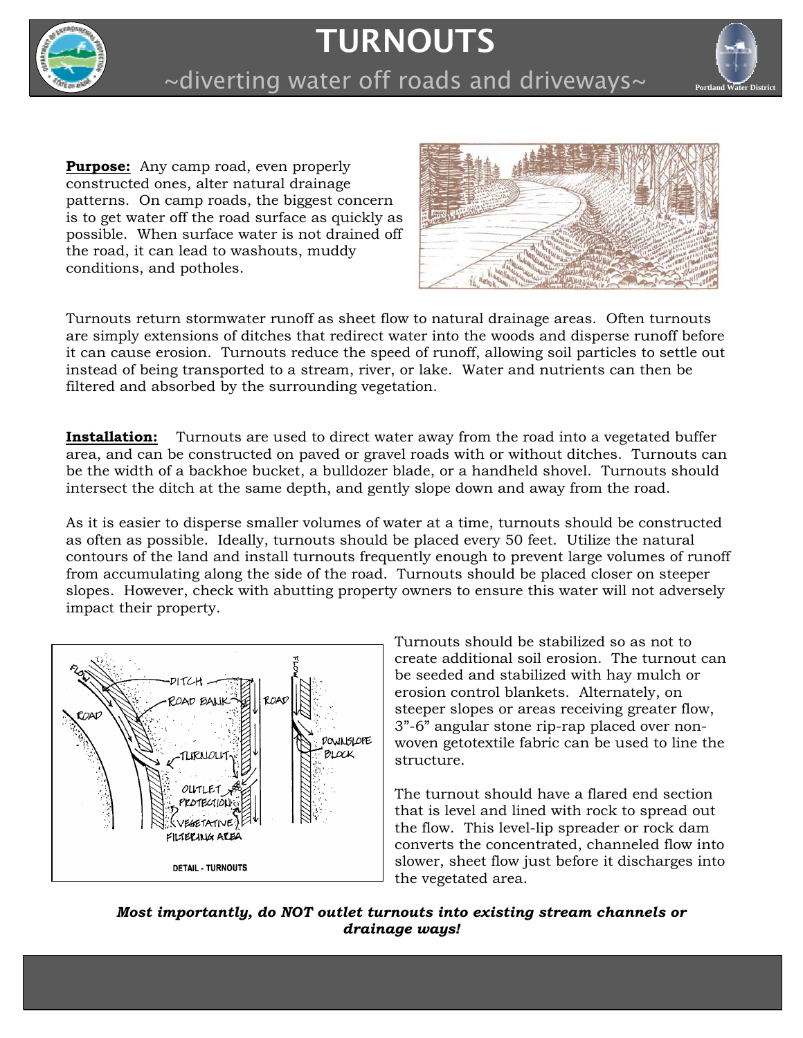# TURNOUTS

## ~diverting water off roads and driveways~

**Purpose:** Any camp road, even properly constructed ones, alter natural drainage patterns. On camp roads, the biggest concern is to get water off the road surface as quickly as possible. When surface water is not drained off the road, it can lead to washouts, muddy conditions, and potholes.

Turnouts return stormwater runoff as sheet flow to natural drainage areas. Often turnouts are simply extensions of ditches that redirect water into the woods and disperse runoff before it can cause erosion. Turnouts reduce the speed of runoff, allowing soil particles to settle out instead of being transported to a stream, river, or lake. Water and nutrients can then be filtered and absorbed by the surrounding vegetation.

**Installation:** Turnouts are used to direct water away from the road into a vegetated buffer area, and can be constructed on paved or gravel roads with or without ditches. Turnouts can be the width of a backhoe bucket, a bulldozer blade, or a handheld shovel. Turnouts should intersect the ditch at the same depth, and gently slope down and away from the road.

As it is easier to disperse smaller volumes of water at a time, turnouts should be constructed as often as possible. Ideally, turnouts should be placed every 50 feet. Utilize the natural contours of the land and install turnouts frequently enough to prevent large volumes of runoff from accumulating along the side of the road. Turnouts should be placed closer on steeper slopes. However, check with abutting property owners to ensure this water will not adversely impact their property.

DETAIL - TURNOUTS

Turnouts should be stabilized so as not to create additional soil erosion. The turnout can be seeded and stabilized with hay mulch or erosion control blankets. Alternately, on steeper slopes or areas receiving greater flow, 3"-6" angular stone rip-rap placed over non-woven getotextile fabric can be used to line the structure.

The turnout should have a flared end section that is level and lined with rock to spread out the flow. This level-lip spreader or rock dam converts the concentrated, channeled flow into slower, sheet flow just before it discharges into the vegetated area.

***Most importantly, do NOT outlet turnouts into existing stream channels or drainage ways!***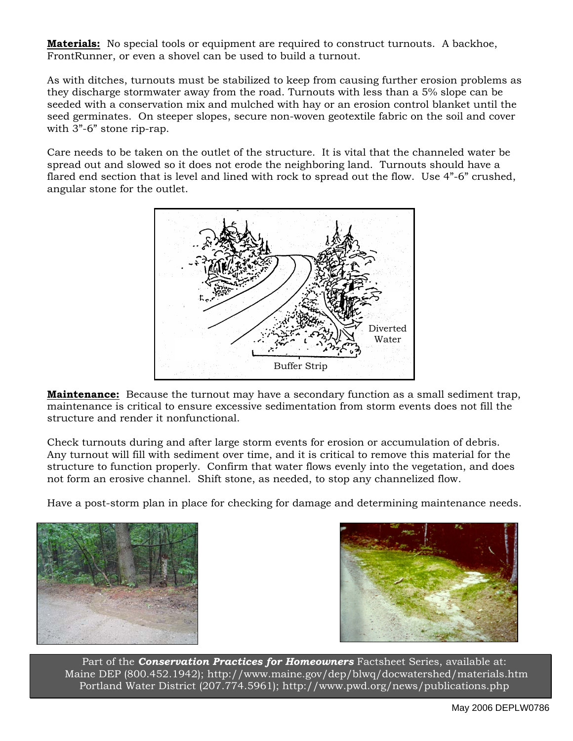**Materials:** No special tools or equipment are required to construct turnouts. A backhoe, FrontRunner, or even a shovel can be used to build a turnout.

As with ditches, turnouts must be stabilized to keep from causing further erosion problems as they discharge stormwater away from the road. Turnouts with less than a 5% slope can be seeded with a conservation mix and mulched with hay or an erosion control blanket until the seed germinates. On steeper slopes, secure non-woven geotextile fabric on the soil and cover with 3"-6" stone rip-rap.

Care needs to be taken on the outlet of the structure. It is vital that the channeled water be spread out and slowed so it does not erode the neighboring land. Turnouts should have a flared end section that is level and lined with rock to spread out the flow. Use 4"-6" crushed, angular stone for the outlet.

Diverted Water

Buffer Strip

**Maintenance:** Because the turnout may have a secondary function as a small sediment trap, maintenance is critical to ensure excessive sedimentation from storm events does not fill the structure and render it nonfunctional.

Check turnouts during and after large storm events for erosion or accumulation of debris. Any turnout will fill with sediment over time, and it is critical to remove this material for the structure to function properly. Confirm that water flows evenly into the vegetation, and does not form an erosive channel. Shift stone, as needed, to stop any channelized flow.

Have a post-storm plan in place for checking for damage and determining maintenance needs.

Part of the ***Conservation Practices for Homeowners*** Factsheet Series, available at:
Maine DEP (800.452.1942); http://www.maine.gov/dep/blwq/docwatershed/materials.htm
Portland Water District (207.774.5961); http://www.pwd.org/news/publications.php

May 2006 DEPLW0786